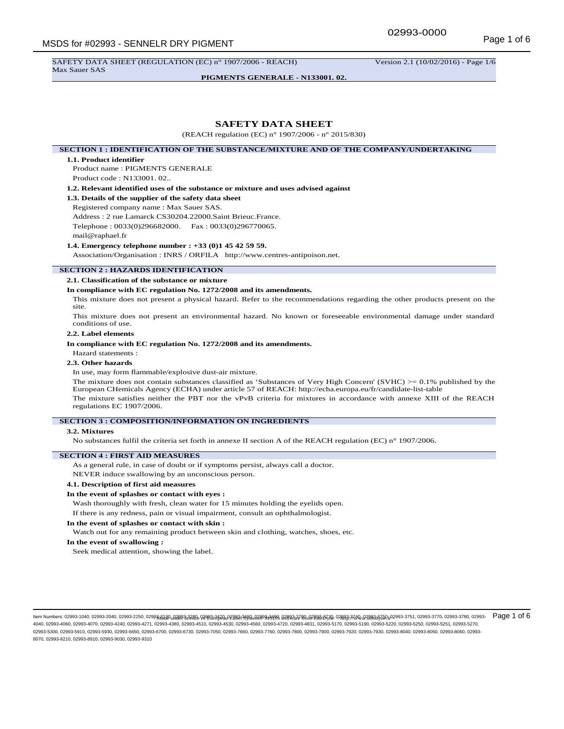# SAFETY DATA SHEET

(REACH regulation (EC) n° 1907/2006 - n° 2015/830)

## SECTION 1 : IDENTIFICATION OF THE SUBSTANCE/MIXTURE AND OF THE COMPANY/UNDERTAKING

**1.1. Product identifier**

Product name : PIGMENTS GENERALE

Product code : N133001. 02..

**1.2. Relevant identified uses of the substance or mixture and uses advised against**

**1.3. Details of the supplier of the safety data sheet**

Registered company name : Max Sauer SAS.

Address : 2 rue Lamarck CS30204.22000.Saint Brieuc.France.

Telephone : 0033(0)296682000. Fax : 0033(0)296770065.

mail@raphael.fr

**1.4. Emergency telephone number : +33 (0)1 45 42 59 59.**

Association/Organisation : INRS / ORFILA http://www.centres-antipoison.net.

## SECTION 2 : HAZARDS IDENTIFICATION

**2.1. Classification of the substance or mixture**

**In compliance with EC regulation No. 1272/2008 and its amendments.**

This mixture does not present a physical hazard. Refer to the recommendations regarding the other products present on the site.

This mixture does not present an environmental hazard. No known or foreseeable environmental damage under standard conditions of use.

**2.2. Label elements**

**In compliance with EC regulation No. 1272/2008 and its amendments.**

Hazard statements :

**2.3. Other hazards**

In use, may form flammable/explosive dust-air mixture.

The mixture does not contain substances classified as 'Substances of Very High Concern' (SVHC) >= 0.1% published by the European CHemicals Agency (ECHA) under article 57 of REACH: http://echa.europa.eu/fr/candidate-list-table

The mixture satisfies neither the PBT nor the vPvB criteria for mixtures in accordance with annexe XIII of the REACH regulations EC 1907/2006.

## SECTION 3 : COMPOSITION/INFORMATION ON INGREDIENTS

**3.2. Mixtures**

No substances fulfil the criteria set forth in annexe II section A of the REACH regulation (EC) n° 1907/2006.

## SECTION 4 : FIRST AID MEASURES

As a general rule, in case of doubt or if symptoms persist, always call a doctor.

NEVER induce swallowing by an unconscious person.

**4.1. Description of first aid measures**

**In the event of splashes or contact with eyes :**

Wash thoroughly with fresh, clean water for 15 minutes holding the eyelids open.

If there is any redness, pain or visual impairment, consult an ophthalmologist.

**In the event of splashes or contact with skin :**

Watch out for any remaining product between skin and clothing, watches, shoes, etc.

**In the event of swallowing :**

Seek medical attention, showing the label.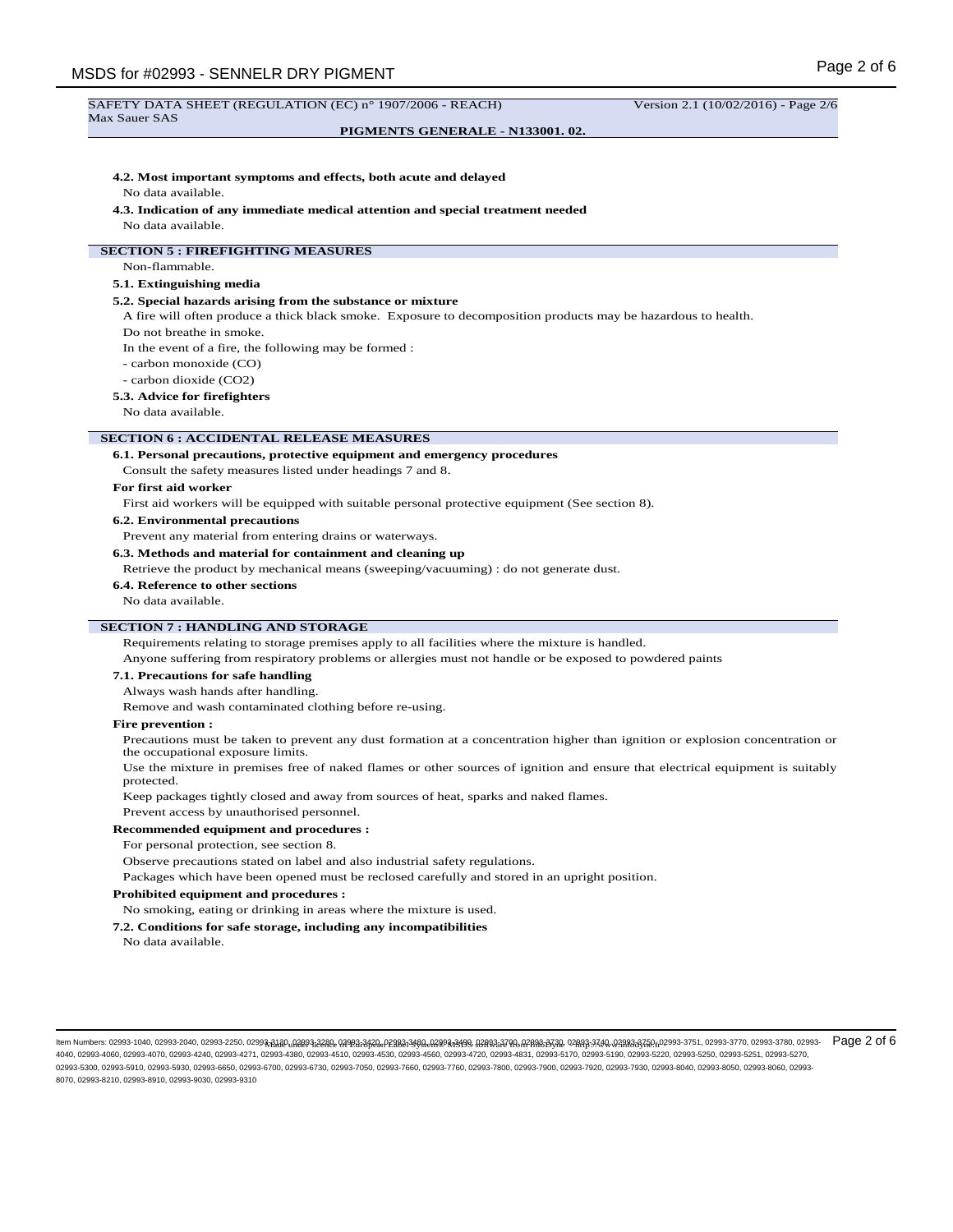#### 4.2. Most important symptoms and effects, both acute and delayed

No data available.

#### 4.3. Indication of any immediate medical attention and special treatment needed

No data available.

## SECTION 5 : FIREFIGHTING MEASURES

Non-flammable.

#### 5.1. Extinguishing media

#### 5.2. Special hazards arising from the substance or mixture

A fire will often produce a thick black smoke. Exposure to decomposition products may be hazardous to health.

Do not breathe in smoke.

In the event of a fire, the following may be formed :

- carbon monoxide (CO)
- carbon dioxide ($CO_2$)

#### 5.3. Advice for firefighters

No data available.

## SECTION 6 : ACCIDENTAL RELEASE MEASURES

#### 6.1. Personal precautions, protective equipment and emergency procedures

Consult the safety measures listed under headings 7 and 8.

**For first aid worker**

First aid workers will be equipped with suitable personal protective equipment (See section 8).

#### 6.2. Environmental precautions

Prevent any material from entering drains or waterways.

#### 6.3. Methods and material for containment and cleaning up

Retrieve the product by mechanical means (sweeping/vacuuming) : do not generate dust.

#### 6.4. Reference to other sections

No data available.

## SECTION 7 : HANDLING AND STORAGE

Requirements relating to storage premises apply to all facilities where the mixture is handled.

Anyone suffering from respiratory problems or allergies must not handle or be exposed to powdered paints

#### 7.1. Precautions for safe handling

Always wash hands after handling.

Remove and wash contaminated clothing before re-using.

**Fire prevention :**

Precautions must be taken to prevent any dust formation at a concentration higher than ignition or explosion concentration or the occupational exposure limits.

Use the mixture in premises free of naked flames or other sources of ignition and ensure that electrical equipment is suitably protected.

Keep packages tightly closed and away from sources of heat, sparks and naked flames.

Prevent access by unauthorised personnel.

**Recommended equipment and procedures :**

For personal protection, see section 8.

Observe precautions stated on label and also industrial safety regulations.

Packages which have been opened must be reclosed carefully and stored in an upright position.

**Prohibited equipment and procedures :**

No smoking, eating or drinking in areas where the mixture is used.

#### 7.2. Conditions for safe storage, including any incompatibilities

No data available.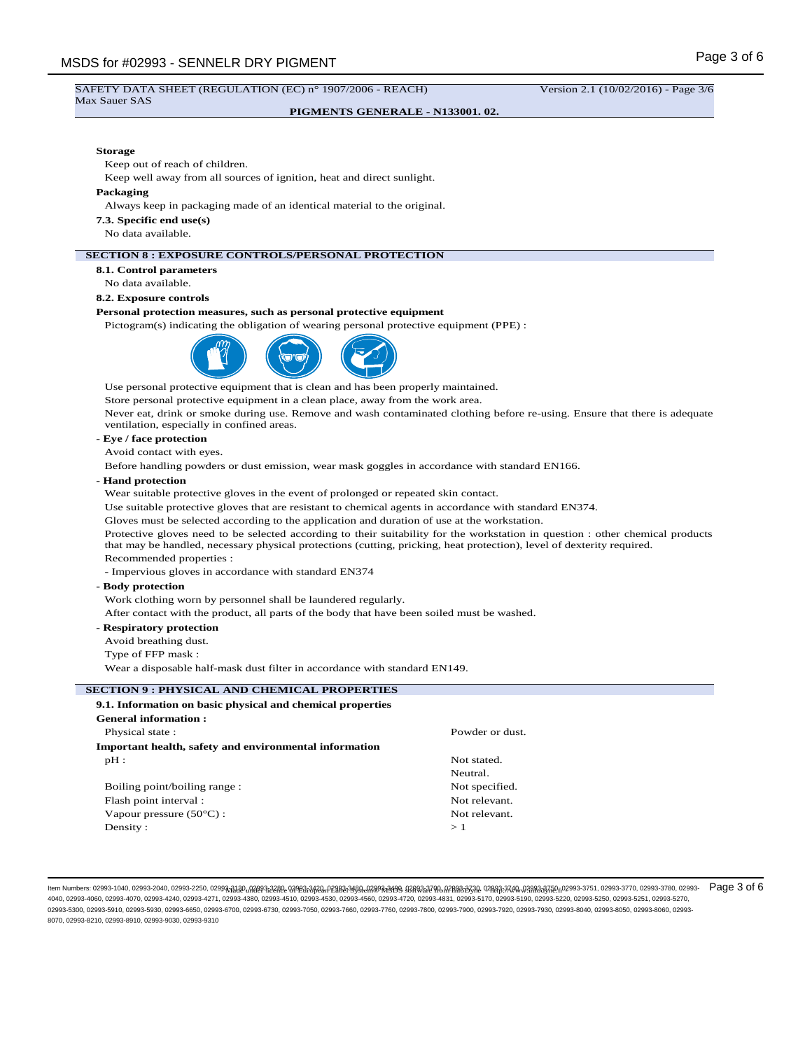**Storage**

Keep out of reach of children.

Keep well away from all sources of ignition, heat and direct sunlight.

**Packaging**

Always keep in packaging made of an identical material to the original.

**7.3. Specific end use(s)**

No data available.

## SECTION 8 : EXPOSURE CONTROLS/PERSONAL PROTECTION

**8.1. Control parameters**

No data available.

**8.2. Exposure controls**

**Personal protection measures, such as personal protective equipment**

Pictogram(s) indicating the obligation of wearing personal protective equipment (PPE) :

Use personal protective equipment that is clean and has been properly maintained.

Store personal protective equipment in a clean place, away from the work area.

Never eat, drink or smoke during use. Remove and wash contaminated clothing before re-using. Ensure that there is adequate ventilation, especially in confined areas.

**- Eye / face protection**

Avoid contact with eyes.

Before handling powders or dust emission, wear mask goggles in accordance with standard EN166.

**- Hand protection**

Wear suitable protective gloves in the event of prolonged or repeated skin contact.

Use suitable protective gloves that are resistant to chemical agents in accordance with standard EN374.

Gloves must be selected according to the application and duration of use at the workstation.

Protective gloves need to be selected according to their suitability for the workstation in question : other chemical products that may be handled, necessary physical protections (cutting, pricking, heat protection), level of dexterity required.

Recommended properties :

- Impervious gloves in accordance with standard EN374

**- Body protection**

Work clothing worn by personnel shall be laundered regularly.

After contact with the product, all parts of the body that have been soiled must be washed.

**- Respiratory protection**

Avoid breathing dust.

Type of FFP mask :

Wear a disposable half-mask dust filter in accordance with standard EN149.

## SECTION 9 : PHYSICAL AND CHEMICAL PROPERTIES

**9.1. Information on basic physical and chemical properties**

**General information :**

| | |
|---|---|
| Physical state : | Powder or dust. |

**Important health, safety and environmental information**

| | |
|---|---|
| pH : | Not stated. |
| | Neutral. |
| Boiling point/boiling range : | Not specified. |
| Flash point interval : | Not relevant. |
| Vapour pressure (50°C) : | Not relevant. |
| Density : | > 1 |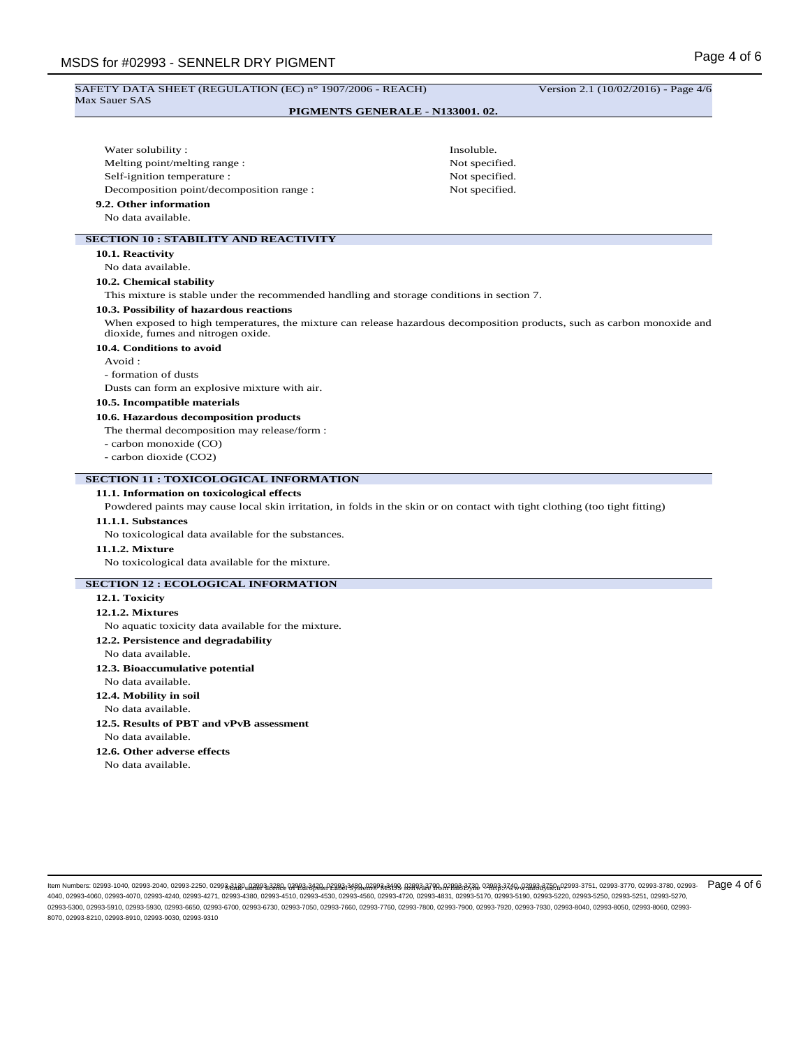| | |
|---|---|
| Water solubility : | Insoluble. |
| Melting point/melting range : | Not specified. |
| Self-ignition temperature : | Not specified. |
| Decomposition point/decomposition range : | Not specified. |

**9.2. Other information**

No data available.

## SECTION 10 : STABILITY AND REACTIVITY

**10.1. Reactivity**

No data available.

**10.2. Chemical stability**

This mixture is stable under the recommended handling and storage conditions in section 7.

**10.3. Possibility of hazardous reactions**

When exposed to high temperatures, the mixture can release hazardous decomposition products, such as carbon monoxide and dioxide, fumes and nitrogen oxide.

**10.4. Conditions to avoid**

Avoid :

- formation of dusts

Dusts can form an explosive mixture with air.

**10.5. Incompatible materials**

**10.6. Hazardous decomposition products**

The thermal decomposition may release/form :

- carbon monoxide (CO)
- carbon dioxide ($CO_2$)

## SECTION 11 : TOXICOLOGICAL INFORMATION

**11.1. Information on toxicological effects**

Powdered paints may cause local skin irritation, in folds in the skin or on contact with tight clothing (too tight fitting)

**11.1.1. Substances**

No toxicological data available for the substances.

**11.1.2. Mixture**

No toxicological data available for the mixture.

## SECTION 12 : ECOLOGICAL INFORMATION

**12.1. Toxicity**

**12.1.2. Mixtures**

No aquatic toxicity data available for the mixture.

**12.2. Persistence and degradability**

No data available.

**12.3. Bioaccumulative potential**

No data available.

**12.4. Mobility in soil**

No data available.

**12.5. Results of PBT and vPvB assessment**

No data available.

**12.6. Other adverse effects**

No data available.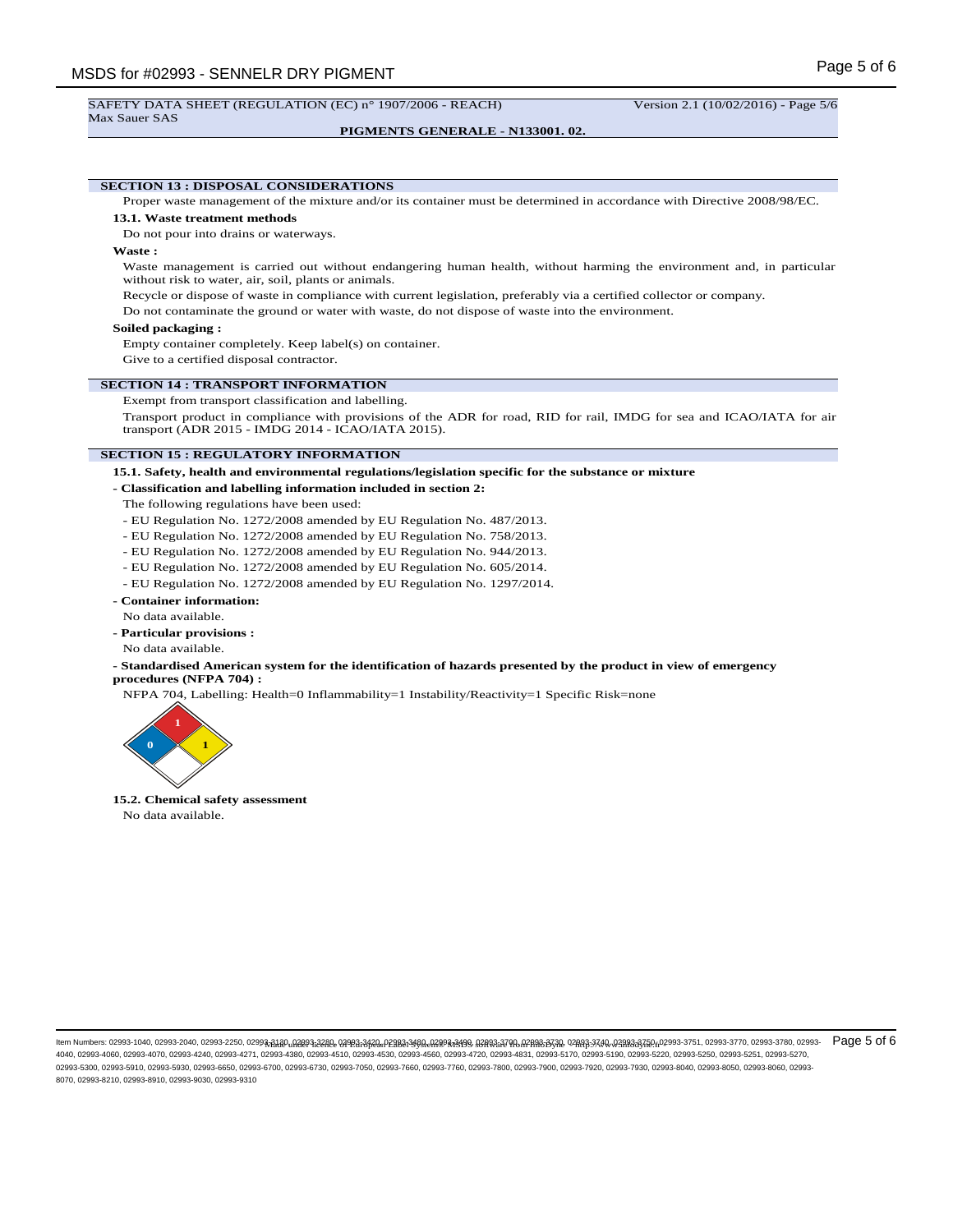## SECTION 13 : DISPOSAL CONSIDERATIONS

Proper waste management of the mixture and/or its container must be determined in accordance with Directive 2008/98/EC.

### 13.1. Waste treatment methods

Do not pour into drains or waterways.

**Waste :**

Waste management is carried out without endangering human health, without harming the environment and, in particular without risk to water, air, soil, plants or animals.

Recycle or dispose of waste in compliance with current legislation, preferably via a certified collector or company.

Do not contaminate the ground or water with waste, do not dispose of waste into the environment.

**Soiled packaging :**

Empty container completely. Keep label(s) on container.

Give to a certified disposal contractor.

## SECTION 14 : TRANSPORT INFORMATION

Exempt from transport classification and labelling.

Transport product in compliance with provisions of the ADR for road, RID for rail, IMDG for sea and ICAO/IATA for air transport (ADR 2015 - IMDG 2014 - ICAO/IATA 2015).

## SECTION 15 : REGULATORY INFORMATION

### 15.1. Safety, health and environmental regulations/legislation specific for the substance or mixture

**- Classification and labelling information included in section 2:**

The following regulations have been used:

- EU Regulation No. 1272/2008 amended by EU Regulation No. 487/2013.
- EU Regulation No. 1272/2008 amended by EU Regulation No. 758/2013.
- EU Regulation No. 1272/2008 amended by EU Regulation No. 944/2013.
- EU Regulation No. 1272/2008 amended by EU Regulation No. 605/2014.
- EU Regulation No. 1272/2008 amended by EU Regulation No. 1297/2014.

**- Container information:**

No data available.

**- Particular provisions :**

No data available.

**- Standardised American system for the identification of hazards presented by the product in view of emergency procedures (NFPA 704) :**

NFPA 704, Labelling: Health=0 Inflammability=1 Instability/Reactivity=1 Specific Risk=none

### 15.2. Chemical safety assessment

No data available.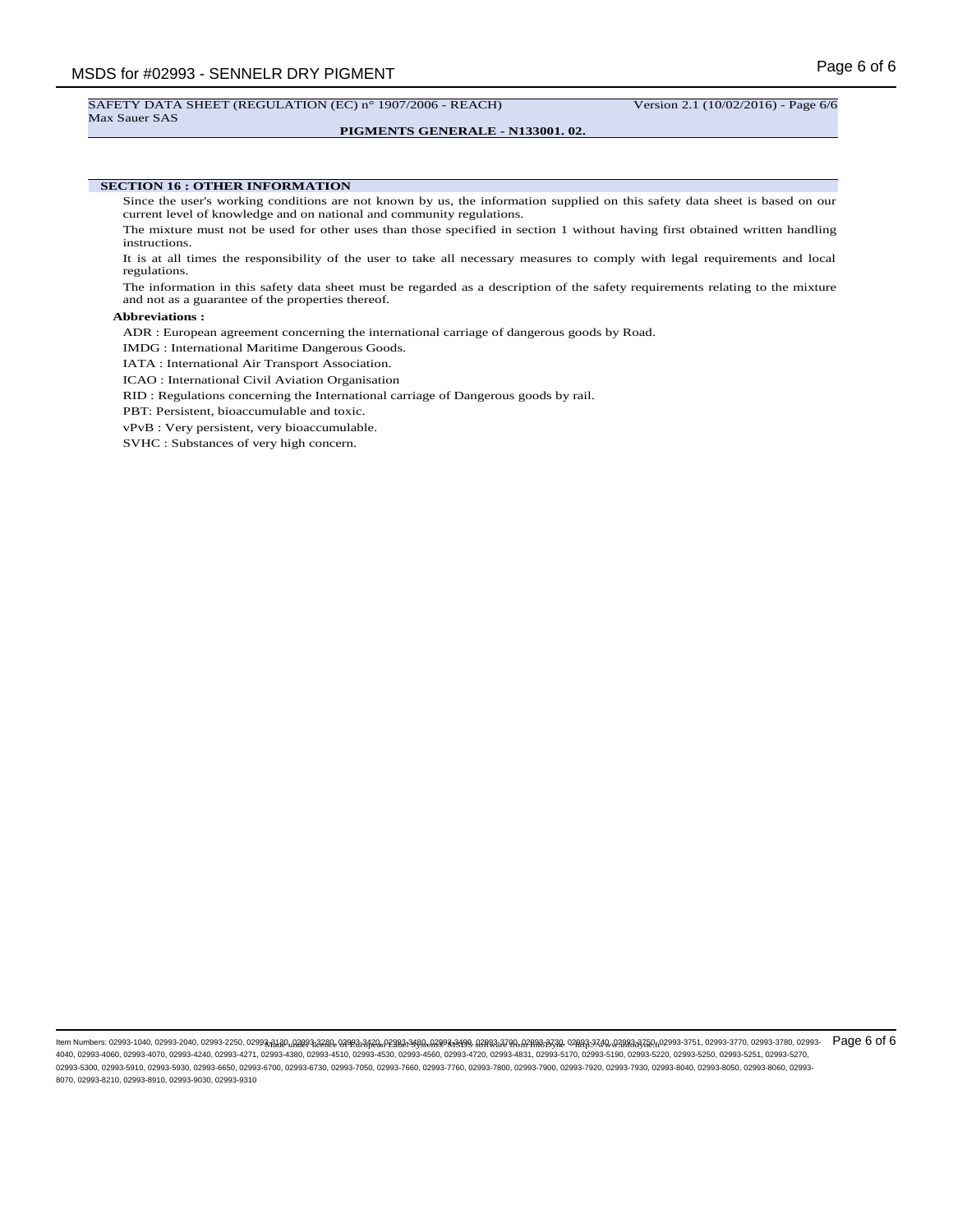## SECTION 16 : OTHER INFORMATION

Since the user's working conditions are not known by us, the information supplied on this safety data sheet is based on our current level of knowledge and on national and community regulations.

The mixture must not be used for other uses than those specified in section 1 without having first obtained written handling instructions.

It is at all times the responsibility of the user to take all necessary measures to comply with legal requirements and local regulations.

The information in this safety data sheet must be regarded as a description of the safety requirements relating to the mixture and not as a guarantee of the properties thereof.

**Abbreviations :**

ADR : European agreement concerning the international carriage of dangerous goods by Road.

IMDG : International Maritime Dangerous Goods.

IATA : International Air Transport Association.

ICAO : International Civil Aviation Organisation

RID : Regulations concerning the International carriage of Dangerous goods by rail.

PBT: Persistent, bioaccumulable and toxic.

vPvB : Very persistent, very bioaccumulable.

SVHC : Substances of very high concern.